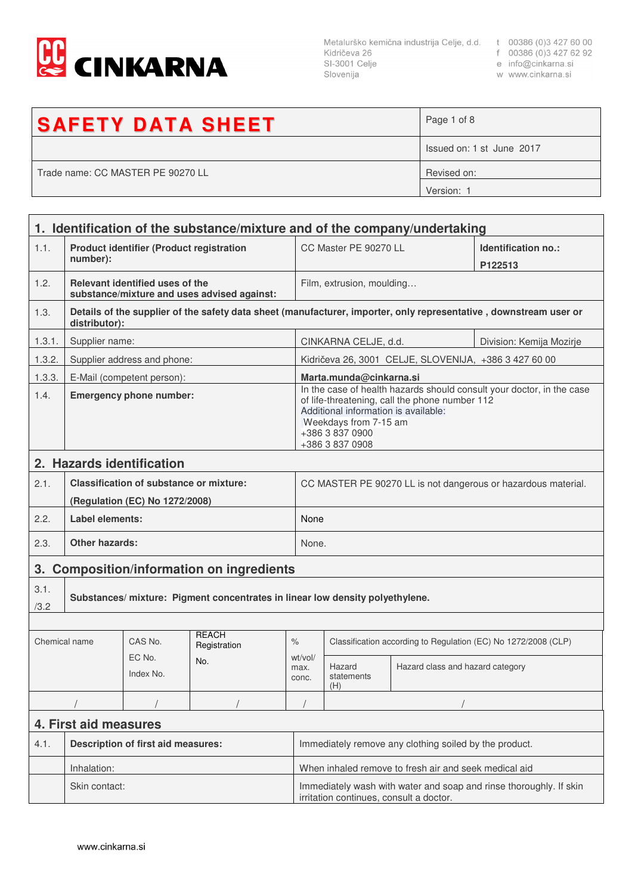Metalurško kemična industrija Celje, d.d.
Kidričeva 26
SI-3001 Celje
Slovenija

t 00386 (0)3 427 60 00
f 00386 (0)3 427 62 92
e info@cinkarna.si
w www.cinkarna.si

| **SAFETY DATA SHEET** | Page 1 of 8 |
|---|---|
| | Issued on: 1 st June 2017 |
| Trade name: CC MASTER PE 90270 LL | Revised on: |
| | Version: 1 |

## 1. Identification of the substance/mixture and of the company/undertaking

| | | | |
|---|---|---|---|
| 1.1. | **Product identifier (Product registration number):** | CC Master PE 90270 LL | **Identification no.:** **P122513** |
| 1.2. | **Relevant identified uses of the substance/mixture and uses advised against:** | Film, extrusion, moulding… | |
| 1.3. | **Details of the supplier of the safety data sheet (manufacturer, importer, only representative , downstream user or distributor):** | | |
| 1.3.1. | Supplier name: | CINKARNA CELJE, d.d. | Division: Kemija Mozirje |
| 1.3.2. | Supplier address and phone: | Kidričeva 26, 3001 CELJE, SLOVENIJA, +386 3 427 60 00 | |
| 1.3.3. | E-Mail (competent person): | **Marta.munda@cinkarna.si** | |
| 1.4. | **Emergency phone number:** | In the case of health hazards should consult your doctor, in the case of life-threatening, call the phone number 112<br>Additional information is available:<br>Weekdays from 7-15 am<br>+386 3 837 0900<br>+386 3 837 0908 | |

## 2. Hazards identification

| | | |
|---|---|---|
| 2.1. | **Classification of substance or mixture:** **(Regulation (EC) No 1272/2008)** | CC MASTER PE 90270 LL is not dangerous or hazardous material. |
| 2.2. | **Label elements:** | None |
| 2.3. | **Other hazards:** | None. |

## 3. Composition/information on ingredients

3.1./3.2 **Substances/ mixture: Pigment concentrates in linear low density polyethylene.**

| Chemical name | CAS No. EC No. Index No. | REACH Registration No. | % wt/vol/ max. conc. | Classification according to Regulation (EC) No 1272/2008 (CLP) | |
|---|---|---|---|---|---|
| | | | | Hazard statements (H) | Hazard class and hazard category |
| / | / | / | / | / | |

## 4. First aid measures

| | | |
|---|---|---|
| 4.1. | **Description of first aid measures:** | Immediately remove any clothing soiled by the product. |
| | Inhalation: | When inhaled remove to fresh air and seek medical aid |
| | Skin contact: | Immediately wash with water and soap and rinse thoroughly. If skin irritation continues, consult a doctor. |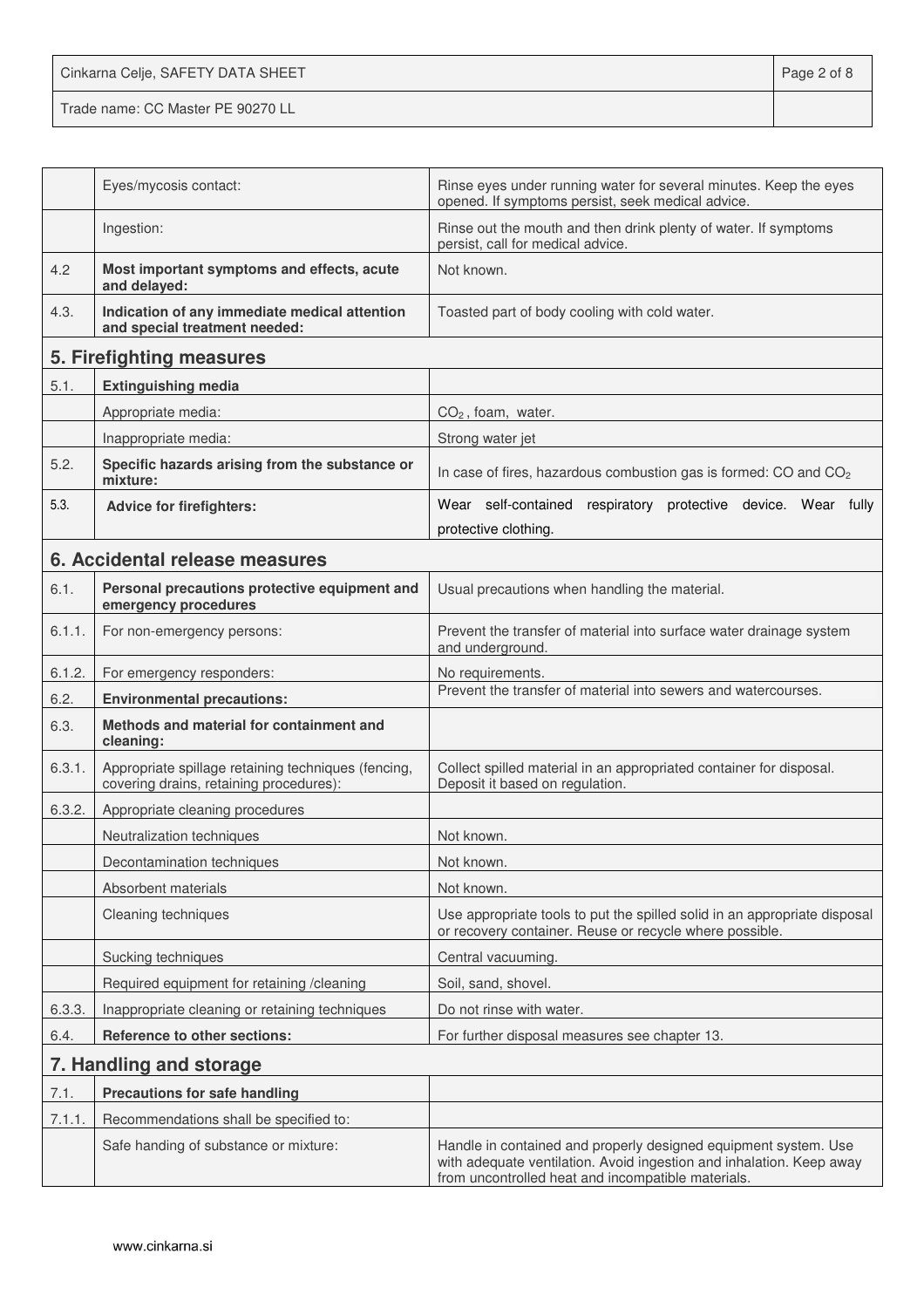| | | |
|---|---|---|
| | Eyes/mycosis contact: | Rinse eyes under running water for several minutes. Keep the eyes opened. If symptoms persist, seek medical advice. |
| | Ingestion: | Rinse out the mouth and then drink plenty of water. If symptoms persist, call for medical advice. |
| 4.2 | **Most important symptoms and effects, acute and delayed:** | Not known. |
| 4.3. | **Indication of any immediate medical attention and special treatment needed:** | Toasted part of body cooling with cold water. |

## 5. Firefighting measures

| | | |
|---|---|---|
| 5.1. | **Extinguishing media** | |
| | Appropriate media: | $CO_2$ , foam, water. |
| | Inappropriate media: | Strong water jet |
| 5.2. | **Specific hazards arising from the substance or mixture:** | In case of fires, hazardous combustion gas is formed: CO and $CO_2$ |
| 5.3. | **Advice for firefighters:** | Wear self-contained respiratory protective device. Wear fully protective clothing. |

## 6. Accidental release measures

| | | |
|---|---|---|
| 6.1. | **Personal precautions protective equipment and emergency procedures** | Usual precautions when handling the material. |
| 6.1.1. | For non-emergency persons: | Prevent the transfer of material into surface water drainage system and underground. |
| 6.1.2. | For emergency responders: | No requirements. |
| 6.2. | **Environmental precautions:** | Prevent the transfer of material into sewers and watercourses. |
| 6.3. | **Methods and material for containment and cleaning:** | |
| 6.3.1. | Appropriate spillage retaining techniques (fencing, covering drains, retaining procedures): | Collect spilled material in an appropriated container for disposal. Deposit it based on regulation. |
| 6.3.2. | Appropriate cleaning procedures | |
| | Neutralization techniques | Not known. |
| | Decontamination techniques | Not known. |
| | Absorbent materials | Not known. |
| | Cleaning techniques | Use appropriate tools to put the spilled solid in an appropriate disposal or recovery container. Reuse or recycle where possible. |
| | Sucking techniques | Central vacuuming. |
| | Required equipment for retaining /cleaning | Soil, sand, shovel. |
| 6.3.3. | Inappropriate cleaning or retaining techniques | Do not rinse with water. |
| 6.4. | **Reference to other sections:** | For further disposal measures see chapter 13. |

## 7. Handling and storage

| | | |
|---|---|---|
| 7.1. | **Precautions for safe handling** | |
| 7.1.1. | Recommendations shall be specified to: | |
| | Safe handing of substance or mixture: | Handle in contained and properly designed equipment system. Use with adequate ventilation. Avoid ingestion and inhalation. Keep away from uncontrolled heat and incompatible materials. |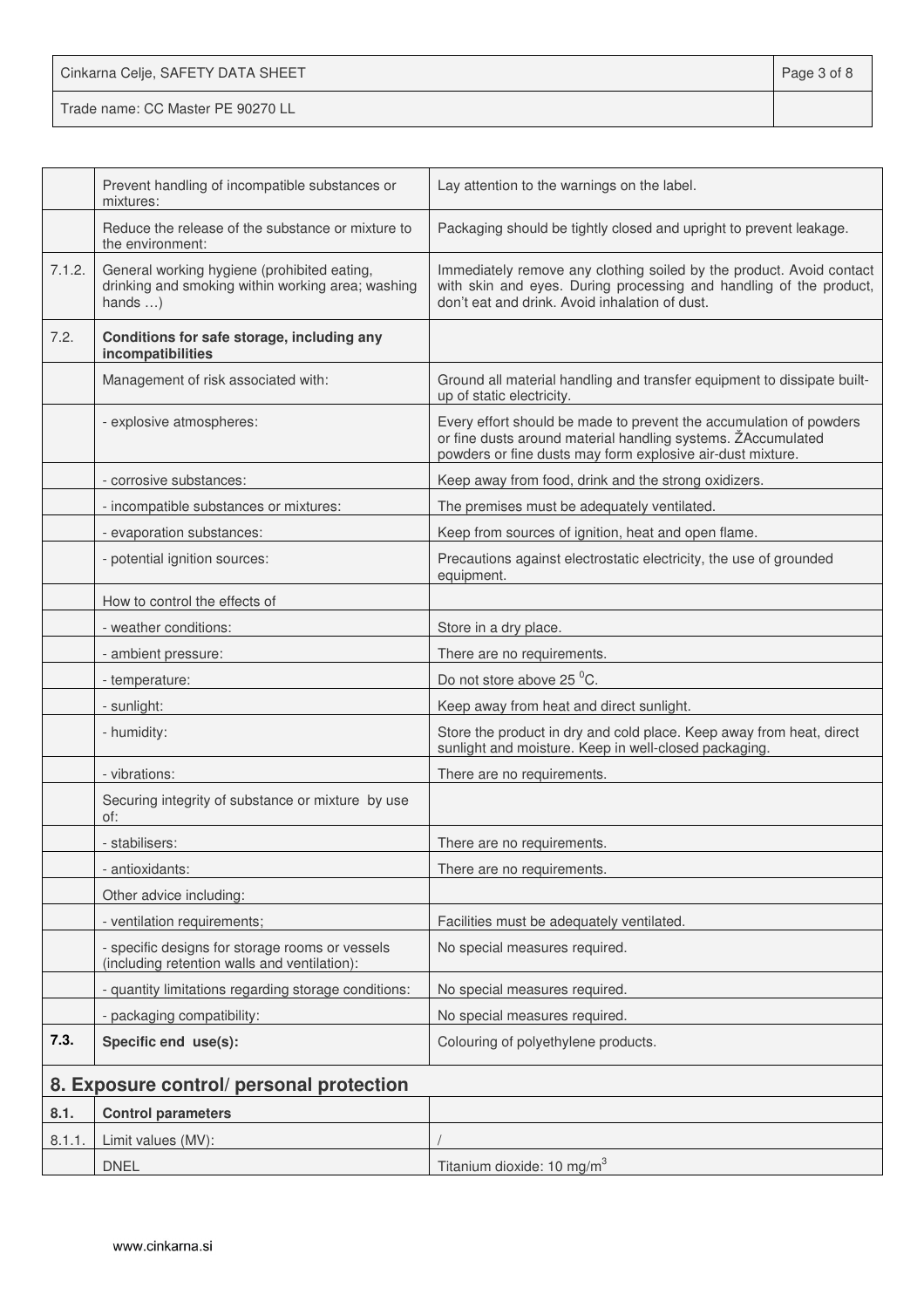| | | |
|---|---|---|
| | Prevent handling of incompatible substances or mixtures: | Lay attention to the warnings on the label. |
| | Reduce the release of the substance or mixture to the environment: | Packaging should be tightly closed and upright to prevent leakage. |
| 7.1.2. | General working hygiene (prohibited eating, drinking and smoking within working area; washing hands …) | Immediately remove any clothing soiled by the product. Avoid contact with skin and eyes. During processing and handling of the product, don't eat and drink. Avoid inhalation of dust. |
| 7.2. | **Conditions for safe storage, including any incompatibilities** | |
| | Management of risk associated with: | Ground all material handling and transfer equipment to dissipate built-up of static electricity. |
| | - explosive atmospheres: | Every effort should be made to prevent the accumulation of powders or fine dusts around material handling systems. ŽAccumulated powders or fine dusts may form explosive air-dust mixture. |
| | - corrosive substances: | Keep away from food, drink and the strong oxidizers. |
| | - incompatible substances or mixtures: | The premises must be adequately ventilated. |
| | - evaporation substances: | Keep from sources of ignition, heat and open flame. |
| | - potential ignition sources: | Precautions against electrostatic electricity, the use of grounded equipment. |
| | How to control the effects of | |
| | - weather conditions: | Store in a dry place. |
| | - ambient pressure: | There are no requirements. |
| | - temperature: | Do not store above 25 $^0$C. |
| | - sunlight: | Keep away from heat and direct sunlight. |
| | - humidity: | Store the product in dry and cold place. Keep away from heat, direct sunlight and moisture. Keep in well-closed packaging. |
| | - vibrations: | There are no requirements. |
| | Securing integrity of substance or mixture by use of: | |
| | - stabilisers: | There are no requirements. |
| | - antioxidants: | There are no requirements. |
| | Other advice including: | |
| | - ventilation requirements; | Facilities must be adequately ventilated. |
| | - specific designs for storage rooms or vessels (including retention walls and ventilation): | No special measures required. |
| | - quantity limitations regarding storage conditions: | No special measures required. |
| | - packaging compatibility: | No special measures required. |
| **7.3.** | **Specific end use(s):** | Colouring of polyethylene products. |

## 8. Exposure control/ personal protection

| | | |
|---|---|---|
| **8.1.** | **Control parameters** | |
| 8.1.1. | Limit values (MV): | / |
| | DNEL | Titanium dioxide: 10 mg/m$^3$ |

www.cinkarna.si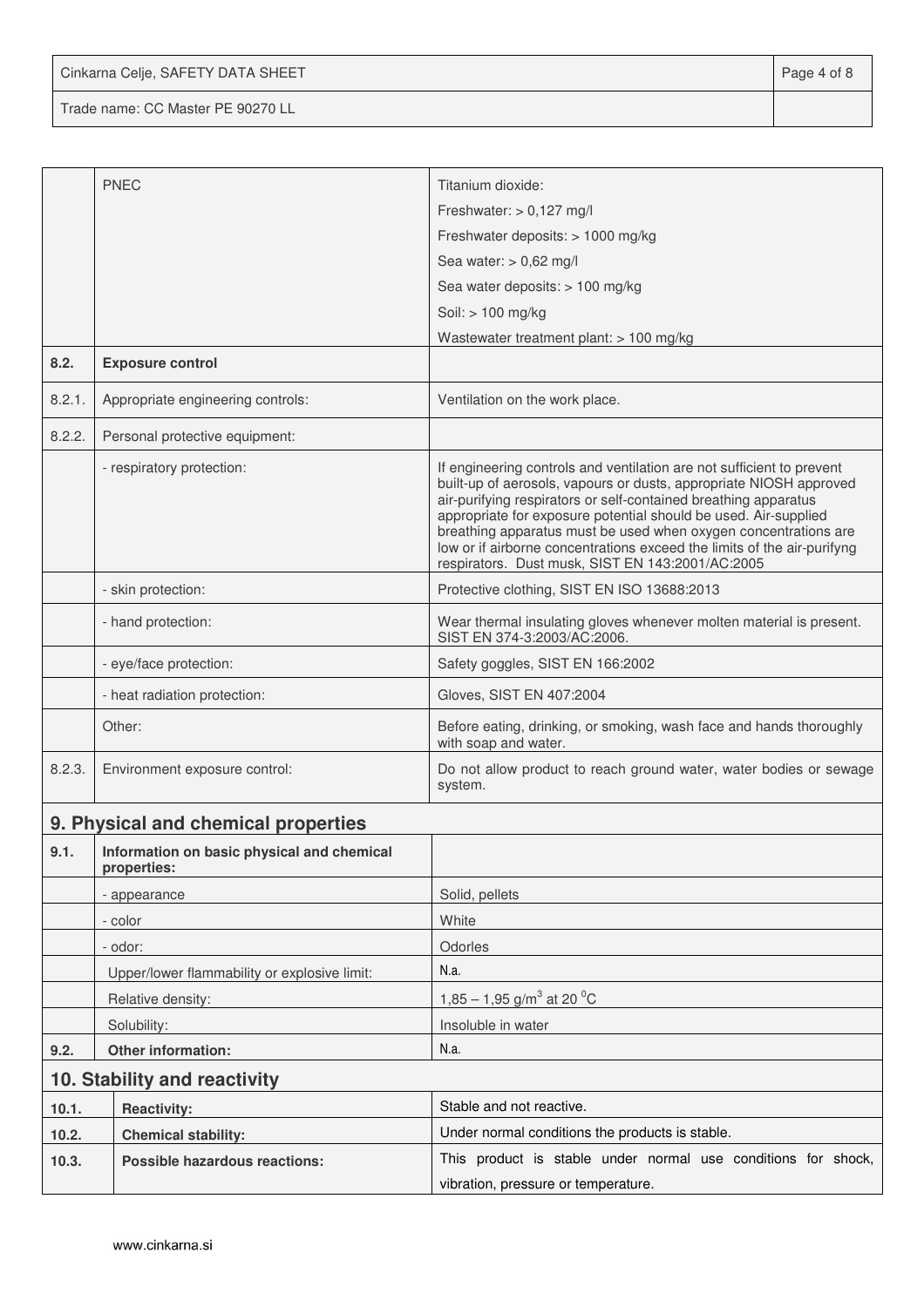| | PNEC | Titanium dioxide:<br>Freshwater: > 0,127 mg/l<br>Freshwater deposits: > 1000 mg/kg<br>Sea water: > 0,62 mg/l<br>Sea water deposits: > 100 mg/kg<br>Soil: > 100 mg/kg<br>Wastewater treatment plant: > 100 mg/kg |
|---|---|---|
| **8.2.** | **Exposure control** | |
| 8.2.1. | Appropriate engineering controls: | Ventilation on the work place. |
| 8.2.2. | Personal protective equipment: | |
| | - respiratory protection: | If engineering controls and ventilation are not sufficient to prevent built-up of aerosols, vapours or dusts, appropriate NIOSH approved air-purifying respirators or self-contained breathing apparatus appropriate for exposure potential should be used. Air-supplied breathing apparatus must be used when oxygen concentrations are low or if airborne concentrations exceed the limits of the air-purifyng respirators. Dust musk, SIST EN 143:2001/AC:2005 |
| | - skin protection: | Protective clothing, SIST EN ISO 13688:2013 |
| | - hand protection: | Wear thermal insulating gloves whenever molten material is present. SIST EN 374-3:2003/AC:2006. |
| | - eye/face protection: | Safety goggles, SIST EN 166:2002 |
| | - heat radiation protection: | Gloves, SIST EN 407:2004 |
| | Other: | Before eating, drinking, or smoking, wash face and hands thoroughly with soap and water. |
| 8.2.3. | Environment exposure control: | Do not allow product to reach ground water, water bodies or sewage system. |

## 9. Physical and chemical properties

| | | |
|---|---|---|
| **9.1.** | **Information on basic physical and chemical properties:** | |
| | - appearance | Solid, pellets |
| | - color | White |
| | - odor: | Odorles |
| | Upper/lower flammability or explosive limit: | N.a. |
| | Relative density: | 1,85 – 1,95 g/m$^3$ at 20 $^0$C |
| | Solubility: | Insoluble in water |
| **9.2.** | **Other information:** | N.a. |

## 10. Stability and reactivity

| | | |
|---|---|---|
| **10.1.** | **Reactivity:** | Stable and not reactive. |
| **10.2.** | **Chemical stability:** | Under normal conditions the products is stable. |
| **10.3.** | **Possible hazardous reactions:** | This product is stable under normal use conditions for shock, vibration, pressure or temperature. |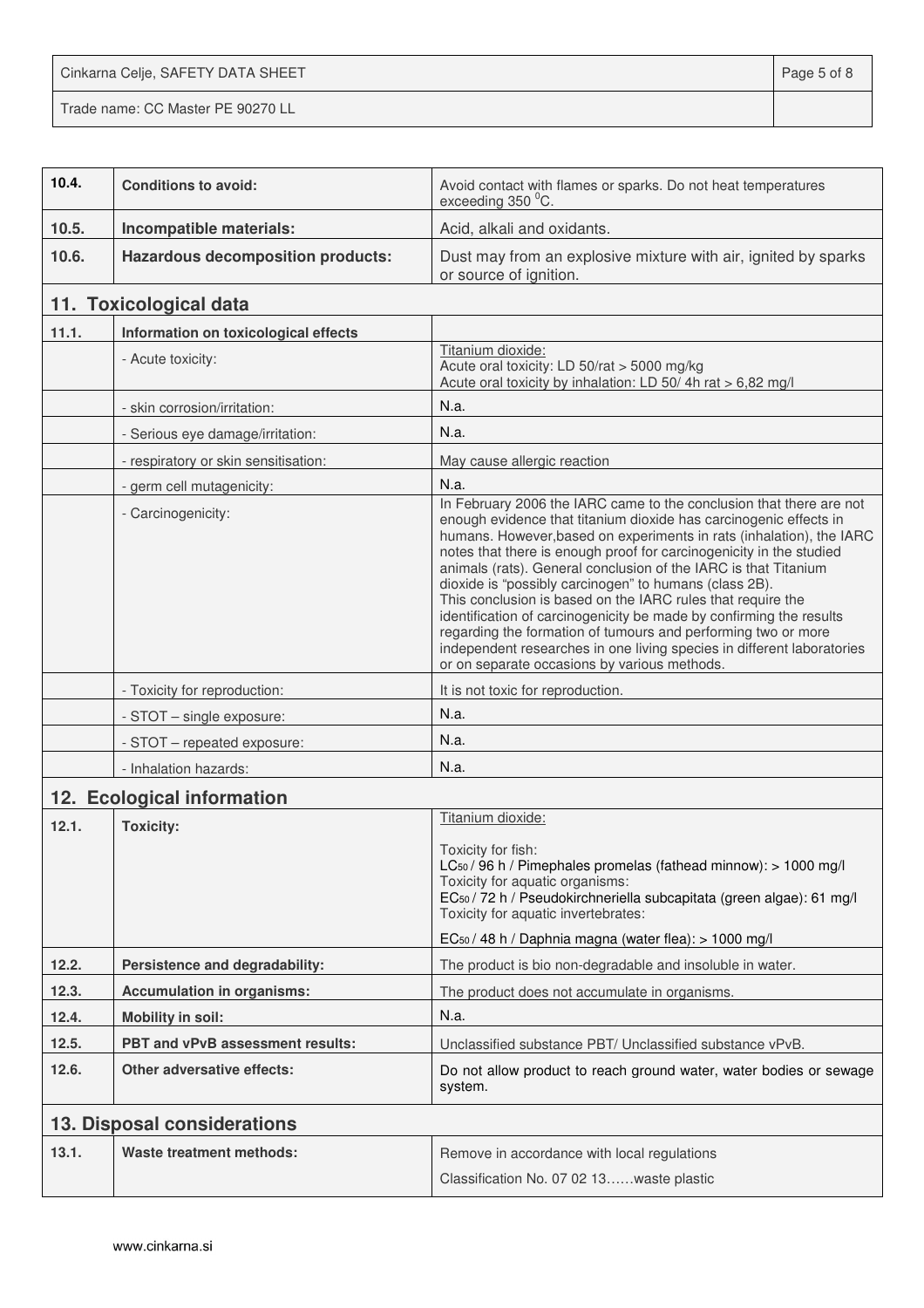| | | |
|---|---|---|
| **10.4.** | **Conditions to avoid:** | Avoid contact with flames or sparks. Do not heat temperatures exceeding 350 $^0$C. |
| **10.5.** | **Incompatible materials:** | Acid, alkali and oxidants. |
| **10.6.** | **Hazardous decomposition products:** | Dust may from an explosive mixture with air, ignited by sparks or source of ignition. |

## 11. Toxicological data

| | | |
|---|---|---|
| **11.1.** | **Information on toxicological effects** | |
| | - Acute toxicity: | Titanium dioxide:<br>Acute oral toxicity: LD 50/rat > 5000 mg/kg<br>Acute oral toxicity by inhalation: LD 50/ 4h rat > 6,82 mg/l |
| | - skin corrosion/irritation: | N.a. |
| | - Serious eye damage/irritation: | N.a. |
| | - respiratory or skin sensitisation: | May cause allergic reaction |
| | - germ cell mutagenicity: | N.a. |
| | - Carcinogenicity: | In February 2006 the IARC came to the conclusion that there are not enough evidence that titanium dioxide has carcinogenic effects in humans. However,based on experiments in rats (inhalation), the IARC notes that there is enough proof for carcinogenicity in the studied animals (rats). General conclusion of the IARC is that Titanium dioxide is "possibly carcinogen" to humans (class 2B).<br>This conclusion is based on the IARC rules that require the identification of carcinogenicity be made by confirming the results regarding the formation of tumours and performing two or more independent researches in one living species in different laboratories or on separate occasions by various methods. |
| | - Toxicity for reproduction: | It is not toxic for reproduction. |
| | - STOT – single exposure: | N.a. |
| | - STOT – repeated exposure: | N.a. |
| | - Inhalation hazards: | N.a. |

## 12. Ecological information

| | | |
|---|---|---|
| **12.1.** | **Toxicity:** | Titanium dioxide:<br><br>Toxicity for fish:<br>$LC_{50}$ / 96 h / Pimephales promelas (fathead minnow): > 1000 mg/l<br>Toxicity for aquatic organisms:<br>$EC_{50}$ / 72 h / Pseudokirchneriella subcapitata (green algae): 61 mg/l<br>Toxicity for aquatic invertebrates:<br><br>$EC_{50}$ / 48 h / Daphnia magna (water flea): > 1000 mg/l |
| **12.2.** | **Persistence and degradability:** | The product is bio non-degradable and insoluble in water. |
| **12.3.** | **Accumulation in organisms:** | The product does not accumulate in organisms. |
| **12.4.** | **Mobility in soil:** | N.a. |
| **12.5.** | **PBT and vPvB assessment results:** | Unclassified substance PBT/ Unclassified substance vPvB. |
| **12.6.** | **Other adversative effects:** | Do not allow product to reach ground water, water bodies or sewage system. |

## 13. Disposal considerations

| | | |
|---|---|---|
| **13.1.** | **Waste treatment methods:** | Remove in accordance with local regulations<br><br>Classification No. 07 02 13……waste plastic |

www.cinkarna.si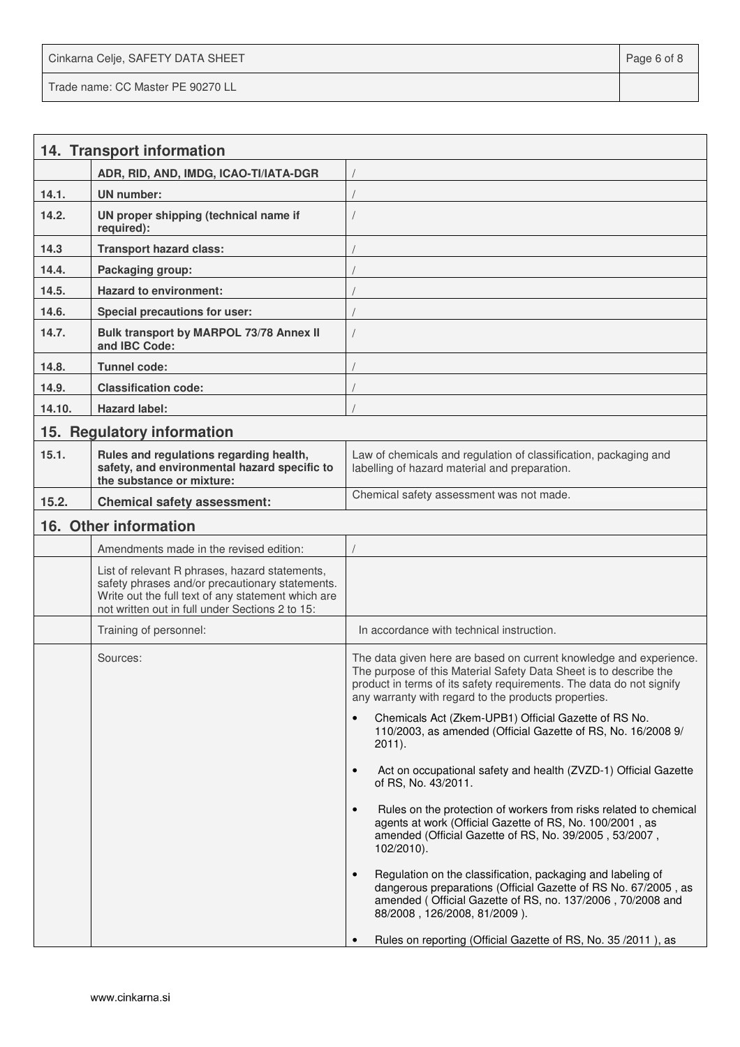## 14. Transport information

| | | |
|---|---|---|
| | **ADR, RID, AND, IMDG, ICAO-TI/IATA-DGR** | / |
| **14.1.** | **UN number:** | / |
| **14.2.** | **UN proper shipping (technical name if required):** | / |
| **14.3** | **Transport hazard class:** | / |
| **14.4.** | **Packaging group:** | / |
| **14.5.** | **Hazard to environment:** | / |
| **14.6.** | **Special precautions for user:** | / |
| **14.7.** | **Bulk transport by MARPOL 73/78 Annex II and IBC Code:** | / |
| **14.8.** | **Tunnel code:** | / |
| **14.9.** | **Classification code:** | / |
| **14.10.** | **Hazard label:** | / |

## 15. Regulatory information

| | | |
|---|---|---|
| **15.1.** | **Rules and regulations regarding health, safety, and environmental hazard specific to the substance or mixture:** | Law of chemicals and regulation of classification, packaging and labelling of hazard material and preparation. |
| **15.2.** | **Chemical safety assessment:** | Chemical safety assessment was not made. |

## 16. Other information

| | | |
|---|---|---|
| | Amendments made in the revised edition: | / |
| | List of relevant R phrases, hazard statements, safety phrases and/or precautionary statements. Write out the full text of any statement which are not written out in full under Sections 2 to 15: | |
| | Training of personnel: | In accordance with technical instruction. |
| | Sources: | The data given here are based on current knowledge and experience. The purpose of this Material Safety Data Sheet is to describe the product in terms of its safety requirements. The data do not signify any warranty with regard to the products properties.<br>• Chemicals Act (Zkem-UPB1) Official Gazette of RS No. 110/2003, as amended (Official Gazette of RS, No. 16/2008 9/ 2011).<br>• Act on occupational safety and health (ZVZD-1) Official Gazette of RS, No. 43/2011.<br>• Rules on the protection of workers from risks related to chemical agents at work (Official Gazette of RS, No. 100/2001 , as amended (Official Gazette of RS, No. 39/2005 , 53/2007 , 102/2010).<br>• Regulation on the classification, packaging and labeling of dangerous preparations (Official Gazette of RS No. 67/2005 , as amended ( Official Gazette of RS, no. 137/2006 , 70/2008 and 88/2008 , 126/2008, 81/2009 ).<br>• Rules on reporting (Official Gazette of RS, No. 35 /2011 ), as |

www.cinkarna.si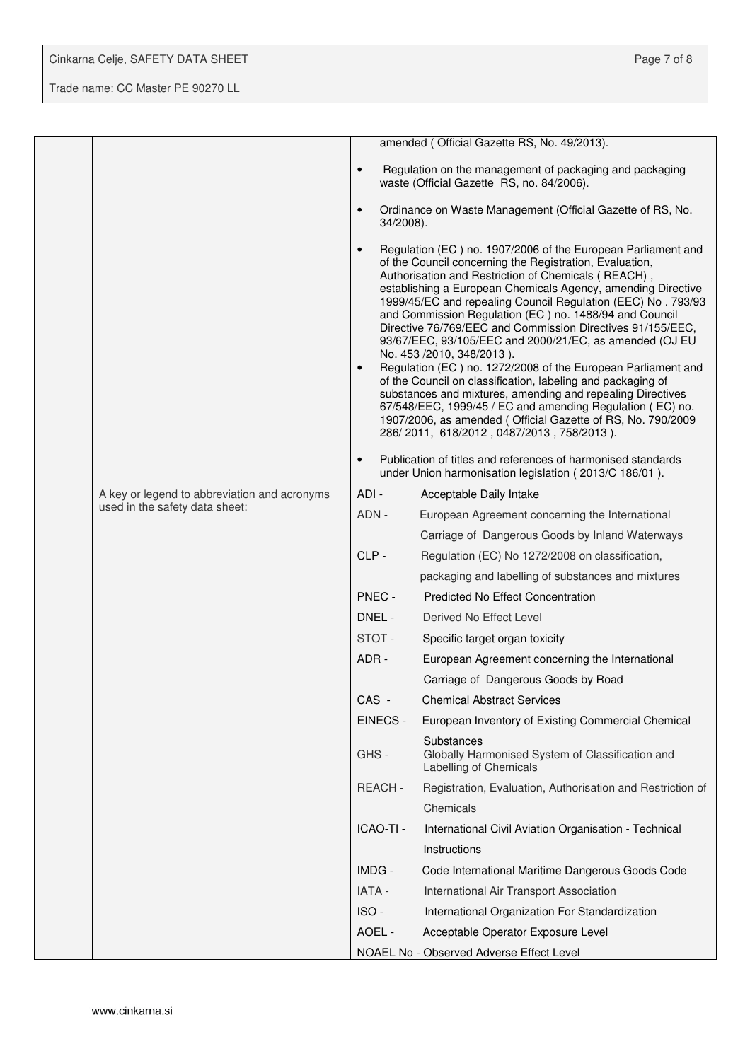| | | |
|---|---|---|
| | | amended ( Official Gazette RS, No. 49/2013).<br>• Regulation on the management of packaging and packaging waste (Official Gazette RS, no. 84/2006).<br>• Ordinance on Waste Management (Official Gazette of RS, No. 34/2008).<br>• Regulation (EC ) no. 1907/2006 of the European Parliament and of the Council concerning the Registration, Evaluation, Authorisation and Restriction of Chemicals ( REACH) , establishing a European Chemicals Agency, amending Directive 1999/45/EC and repealing Council Regulation (EEC) No . 793/93 and Commission Regulation (EC ) no. 1488/94 and Council Directive 76/769/EEC and Commission Directives 91/155/EEC, 93/67/EEC, 93/105/EEC and 2000/21/EC, as amended (OJ EU No. 453 /2010, 348/2013 ).<br>• Regulation (EC ) no. 1272/2008 of the European Parliament and of the Council on classification, labeling and packaging of substances and mixtures, amending and repealing Directives 67/548/EEC, 1999/45 / EC and amending Regulation ( EC) no. 1907/2006, as amended ( Official Gazette of RS, No. 790/2009 286/ 2011, 618/2012 , 0487/2013 , 758/2013 ).<br>• Publication of titles and references of harmonised standards under Union harmonisation legislation ( 2013/C 186/01 ). |
| | A key or legend to abbreviation and acronyms used in the safety data sheet: | ADI - Acceptable Daily Intake<br>ADN - European Agreement concerning the International Carriage of Dangerous Goods by Inland Waterways<br>CLP - Regulation (EC) No 1272/2008 on classification, packaging and labelling of substances and mixtures<br>PNEC - Predicted No Effect Concentration<br>DNEL - Derived No Effect Level<br>STOT - Specific target organ toxicity<br>ADR - European Agreement concerning the International Carriage of Dangerous Goods by Road<br>CAS - Chemical Abstract Services<br>EINECS - European Inventory of Existing Commercial Chemical Substances<br>GHS - Globally Harmonised System of Classification and Labelling of Chemicals<br>REACH - Registration, Evaluation, Authorisation and Restriction of Chemicals<br>ICAO-TI - International Civil Aviation Organisation - Technical Instructions<br>IMDG - Code International Maritime Dangerous Goods Code<br>IATA - International Air Transport Association<br>ISO - International Organization For Standardization<br>AOEL - Acceptable Operator Exposure Level<br>NOAEL No - Observed Adverse Effect Level |

www.cinkarna.si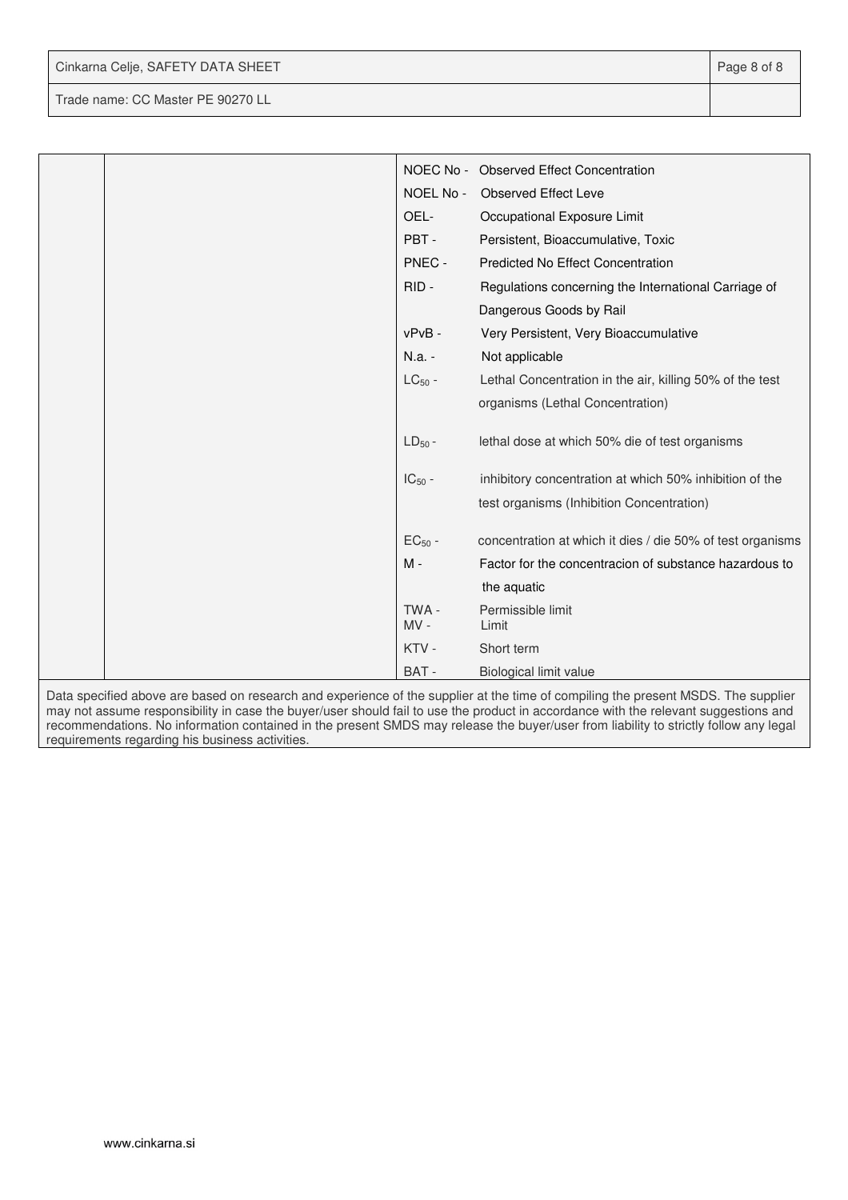| | | | |
|---|---|---|---|
| | | NOEC No - | Observed Effect Concentration |
| | | NOEL No - | Observed Effect Leve |
| | | OEL- | Occupational Exposure Limit |
| | | PBT - | Persistent, Bioaccumulative, Toxic |
| | | PNEC - | Predicted No Effect Concentration |
| | | RID - | Regulations concerning the International Carriage of Dangerous Goods by Rail |
| | | vPvB - | Very Persistent, Very Bioaccumulative |
| | | N.a. - | Not applicable |
| | | $LC_{50}$ - | Lethal Concentration in the air, killing 50% of the test organisms (Lethal Concentration) |
| | | $LD_{50}$ - | lethal dose at which 50% die of test organisms |
| | | $IC_{50}$ - | inhibitory concentration at which 50% inhibition of the test organisms (Inhibition Concentration) |
| | | $EC_{50}$ - | concentration at which it dies / die 50% of test organisms |
| | | M - | Factor for the concentracion of substance hazardous to the aquatic |
| | | TWA - | Permissible limit |
| | | MV - | Limit |
| | | KTV - | Short term |
| | | BAT - | Biological limit value |

Data specified above are based on research and experience of the supplier at the time of compiling the present MSDS. The supplier may not assume responsibility in case the buyer/user should fail to use the product in accordance with the relevant suggestions and recommendations. No information contained in the present SMDS may release the buyer/user from liability to strictly follow any legal requirements regarding his business activities.